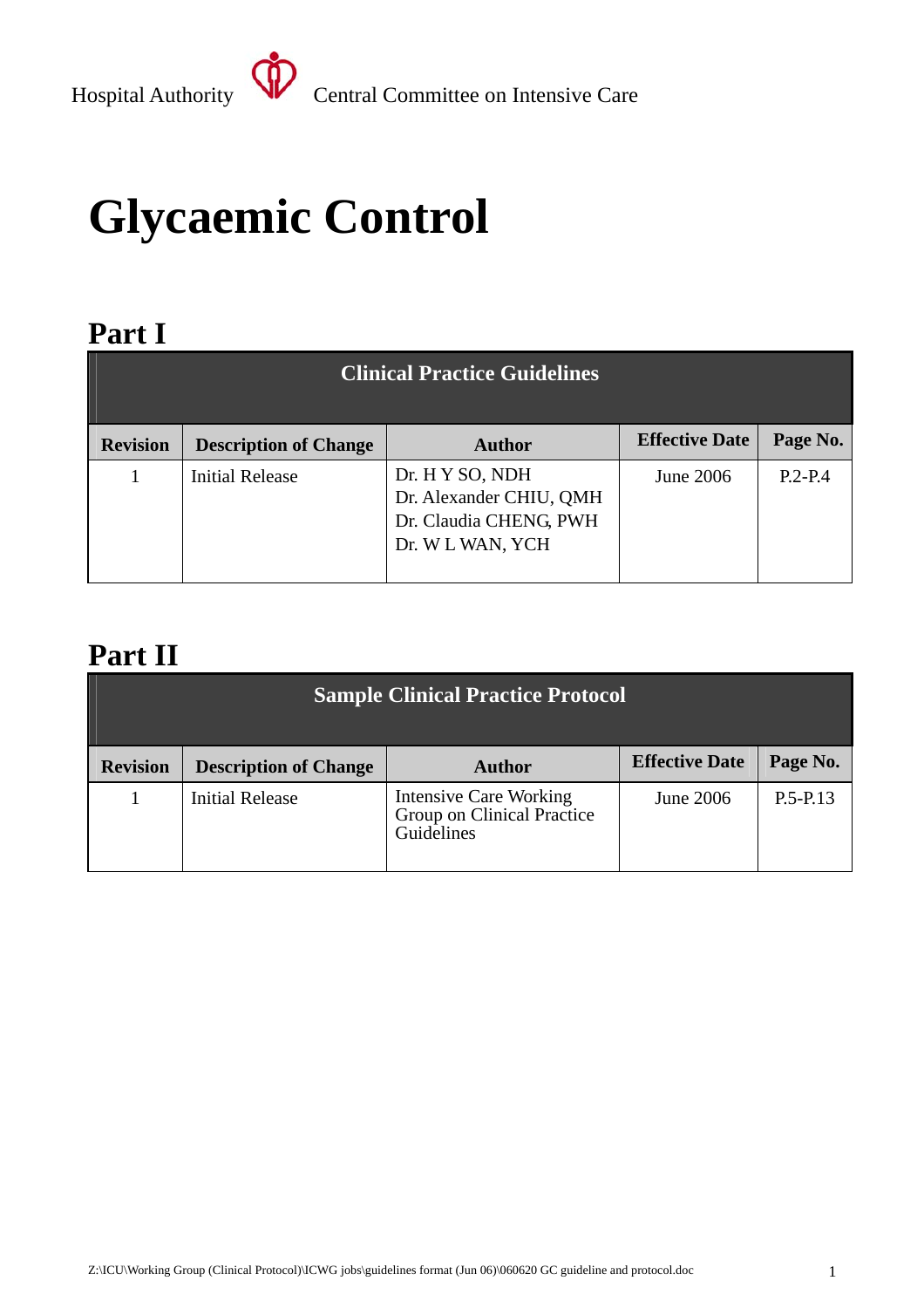Hospital Authority Central Committee on Intensive Care

# Glycaemic Control

## Part I

| Clinical Practice Guidelines | | | | |
|---|---|---|---|---|
| **Revision** | **Description of Change** | **Author** | **Effective Date** | **Page No.** |
| 1 | Initial Release | Dr. H Y SO, NDH<br>Dr. Alexander CHIU, QMH<br>Dr. Claudia CHENG, PWH<br>Dr. W L WAN, YCH | June 2006 | P.2-P.4 |

## Part II

| Sample Clinical Practice Protocol | | | | |
|---|---|---|---|---|
| **Revision** | **Description of Change** | **Author** | **Effective Date** | **Page No.** |
| 1 | Initial Release | Intensive Care Working Group on Clinical Practice Guidelines | June 2006 | P.5-P.13 |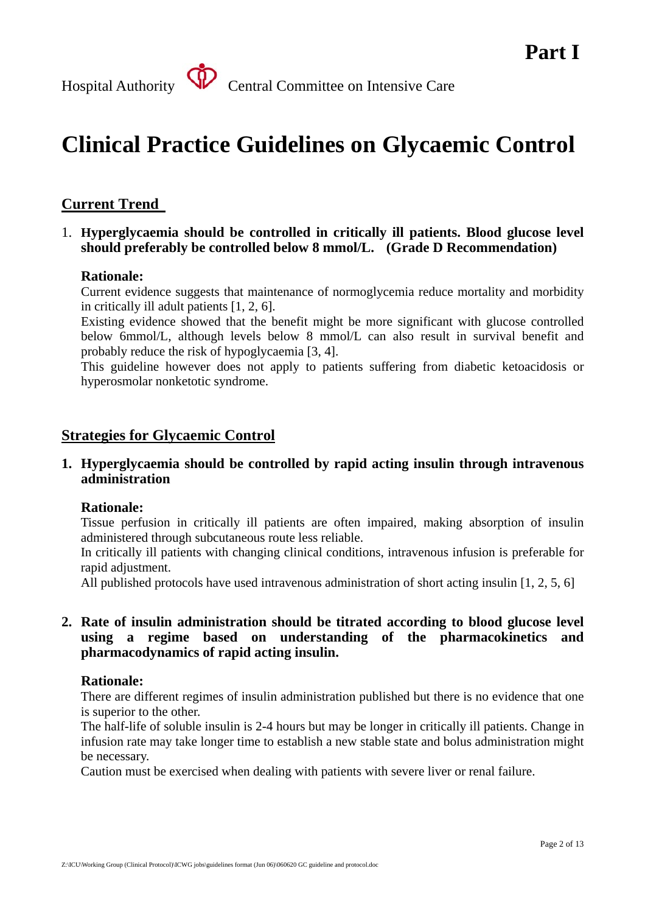# Part I

Hospital Authority Central Committee on Intensive Care

# Clinical Practice Guidelines on Glycaemic Control

## Current Trend

1. **Hyperglycaemia should be controlled in critically ill patients. Blood glucose level should preferably be controlled below 8 mmol/L. (Grade D Recommendation)**

   **Rationale:**

   Current evidence suggests that maintenance of normoglycemia reduce mortality and morbidity in critically ill adult patients [1, 2, 6].

   Existing evidence showed that the benefit might be more significant with glucose controlled below 6mmol/L, although levels below 8 mmol/L can also result in survival benefit and probably reduce the risk of hypoglycaemia [3, 4].

   This guideline however does not apply to patients suffering from diabetic ketoacidosis or hyperosmolar nonketotic syndrome.

## Strategies for Glycaemic Control

1. **Hyperglycaemia should be controlled by rapid acting insulin through intravenous administration**

   **Rationale:**

   Tissue perfusion in critically ill patients are often impaired, making absorption of insulin administered through subcutaneous route less reliable.

   In critically ill patients with changing clinical conditions, intravenous infusion is preferable for rapid adjustment.

   All published protocols have used intravenous administration of short acting insulin [1, 2, 5, 6]

2. **Rate of insulin administration should be titrated according to blood glucose level using a regime based on understanding of the pharmacokinetics and pharmacodynamics of rapid acting insulin.**

   **Rationale:**

   There are different regimes of insulin administration published but there is no evidence that one is superior to the other.

   The half-life of soluble insulin is 2-4 hours but may be longer in critically ill patients. Change in infusion rate may take longer time to establish a new stable state and bolus administration might be necessary.

   Caution must be exercised when dealing with patients with severe liver or renal failure.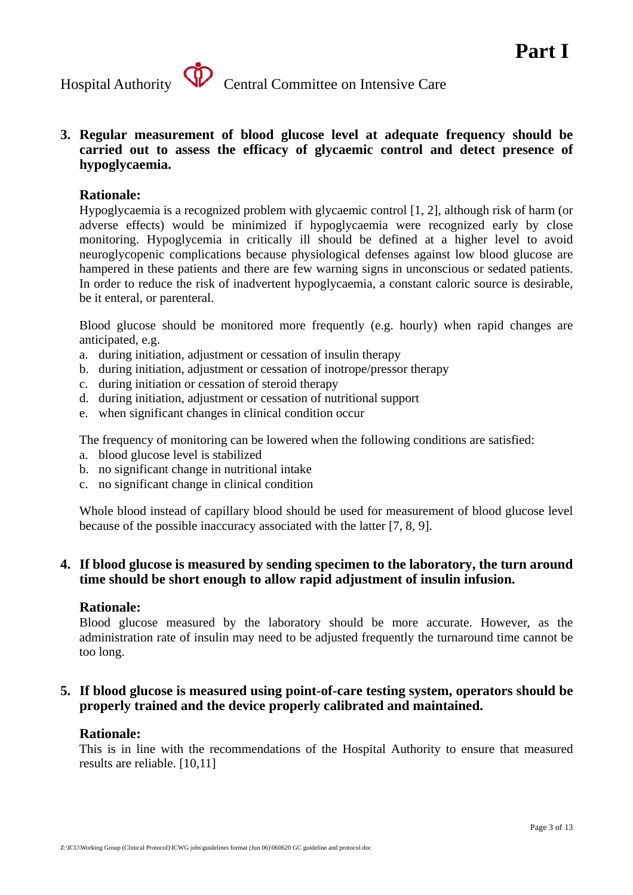3. **Regular measurement of blood glucose level at adequate frequency should be carried out to assess the efficacy of glycaemic control and detect presence of hypoglycaemia.**

   **Rationale:**

   Hypoglycaemia is a recognized problem with glycaemic control [1, 2], although risk of harm (or adverse effects) would be minimized if hypoglycaemia were recognized early by close monitoring. Hypoglycemia in critically ill should be defined at a higher level to avoid neuroglycopenic complications because physiological defenses against low blood glucose are hampered in these patients and there are few warning signs in unconscious or sedated patients. In order to reduce the risk of inadvertent hypoglycaemia, a constant caloric source is desirable, be it enteral, or parenteral.

   Blood glucose should be monitored more frequently (e.g. hourly) when rapid changes are anticipated, e.g.

   a. during initiation, adjustment or cessation of insulin therapy
   b. during initiation, adjustment or cessation of inotrope/pressor therapy
   c. during initiation or cessation of steroid therapy
   d. during initiation, adjustment or cessation of nutritional support
   e. when significant changes in clinical condition occur

   The frequency of monitoring can be lowered when the following conditions are satisfied:

   a. blood glucose level is stabilized
   b. no significant change in nutritional intake
   c. no significant change in clinical condition

   Whole blood instead of capillary blood should be used for measurement of blood glucose level because of the possible inaccuracy associated with the latter [7, 8, 9].

4. **If blood glucose is measured by sending specimen to the laboratory, the turn around time should be short enough to allow rapid adjustment of insulin infusion.**

   **Rationale:**

   Blood glucose measured by the laboratory should be more accurate. However, as the administration rate of insulin may need to be adjusted frequently the turnaround time cannot be too long.

5. **If blood glucose is measured using point-of-care testing system, operators should be properly trained and the device properly calibrated and maintained.**

   **Rationale:**

   This is in line with the recommendations of the Hospital Authority to ensure that measured results are reliable. [10,11]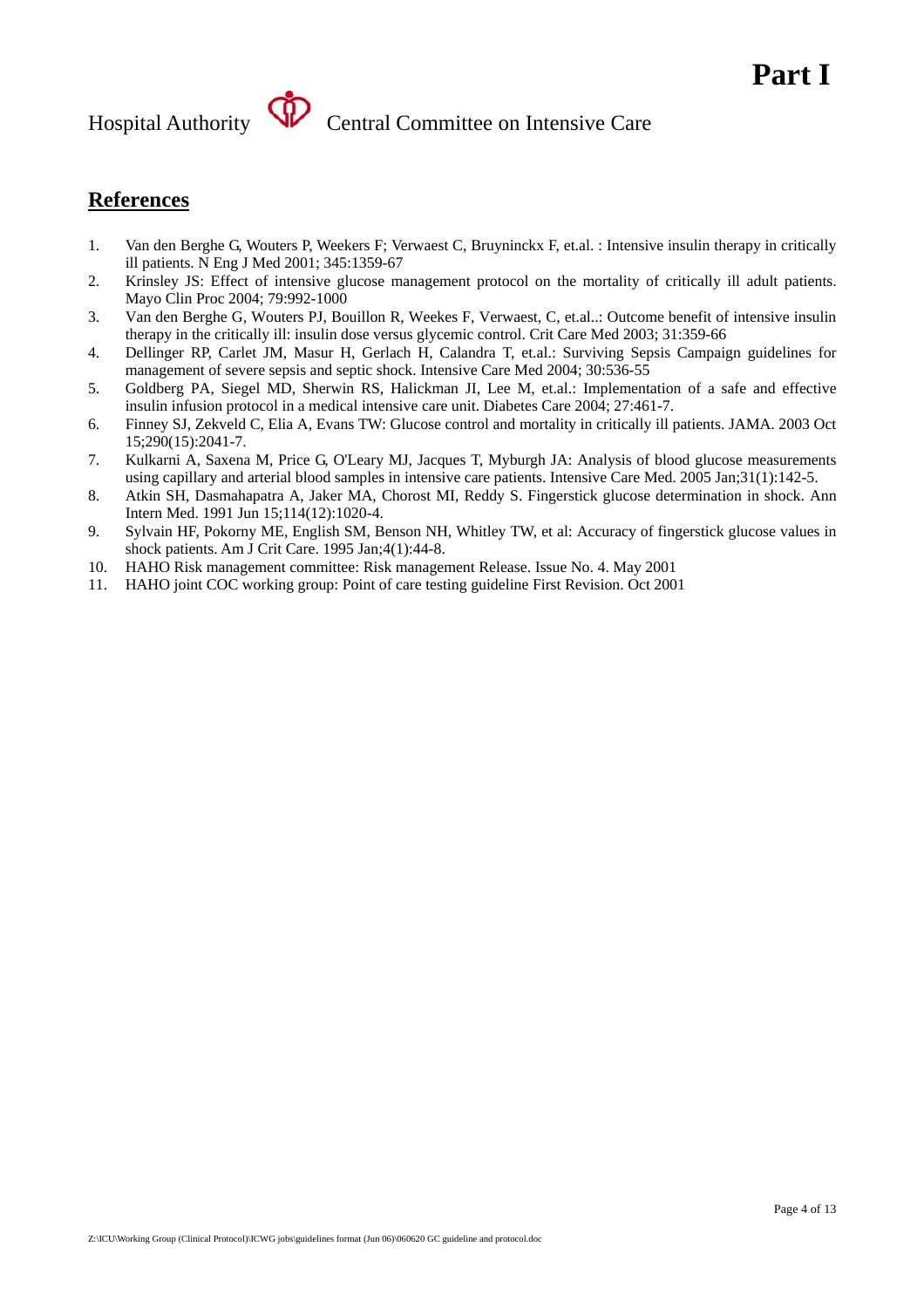## References

1. Van den Berghe G, Wouters P, Weekers F; Verwaest C, Bruyninckx F, et.al. : Intensive insulin therapy in critically ill patients. N Eng J Med 2001; 345:1359-67
2. Krinsley JS: Effect of intensive glucose management protocol on the mortality of critically ill adult patients. Mayo Clin Proc 2004; 79:992-1000
3. Van den Berghe G, Wouters PJ, Bouillon R, Weekes F, Verwaest, C, et.al..: Outcome benefit of intensive insulin therapy in the critically ill: insulin dose versus glycemic control. Crit Care Med 2003; 31:359-66
4. Dellinger RP, Carlet JM, Masur H, Gerlach H, Calandra T, et.al.: Surviving Sepsis Campaign guidelines for management of severe sepsis and septic shock. Intensive Care Med 2004; 30:536-55
5. Goldberg PA, Siegel MD, Sherwin RS, Halickman JI, Lee M, et.al.: Implementation of a safe and effective insulin infusion protocol in a medical intensive care unit. Diabetes Care 2004; 27:461-7.
6. Finney SJ, Zekveld C, Elia A, Evans TW: Glucose control and mortality in critically ill patients. JAMA. 2003 Oct 15;290(15):2041-7.
7. Kulkarni A, Saxena M, Price G, O'Leary MJ, Jacques T, Myburgh JA: Analysis of blood glucose measurements using capillary and arterial blood samples in intensive care patients. Intensive Care Med. 2005 Jan;31(1):142-5.
8. Atkin SH, Dasmahapatra A, Jaker MA, Chorost MI, Reddy S. Fingerstick glucose determination in shock. Ann Intern Med. 1991 Jun 15;114(12):1020-4.
9. Sylvain HF, Pokorny ME, English SM, Benson NH, Whitley TW, et al: Accuracy of fingerstick glucose values in shock patients. Am J Crit Care. 1995 Jan;4(1):44-8.
10. HAHO Risk management committee: Risk management Release. Issue No. 4. May 2001
11. HAHO joint COC working group: Point of care testing guideline First Revision. Oct 2001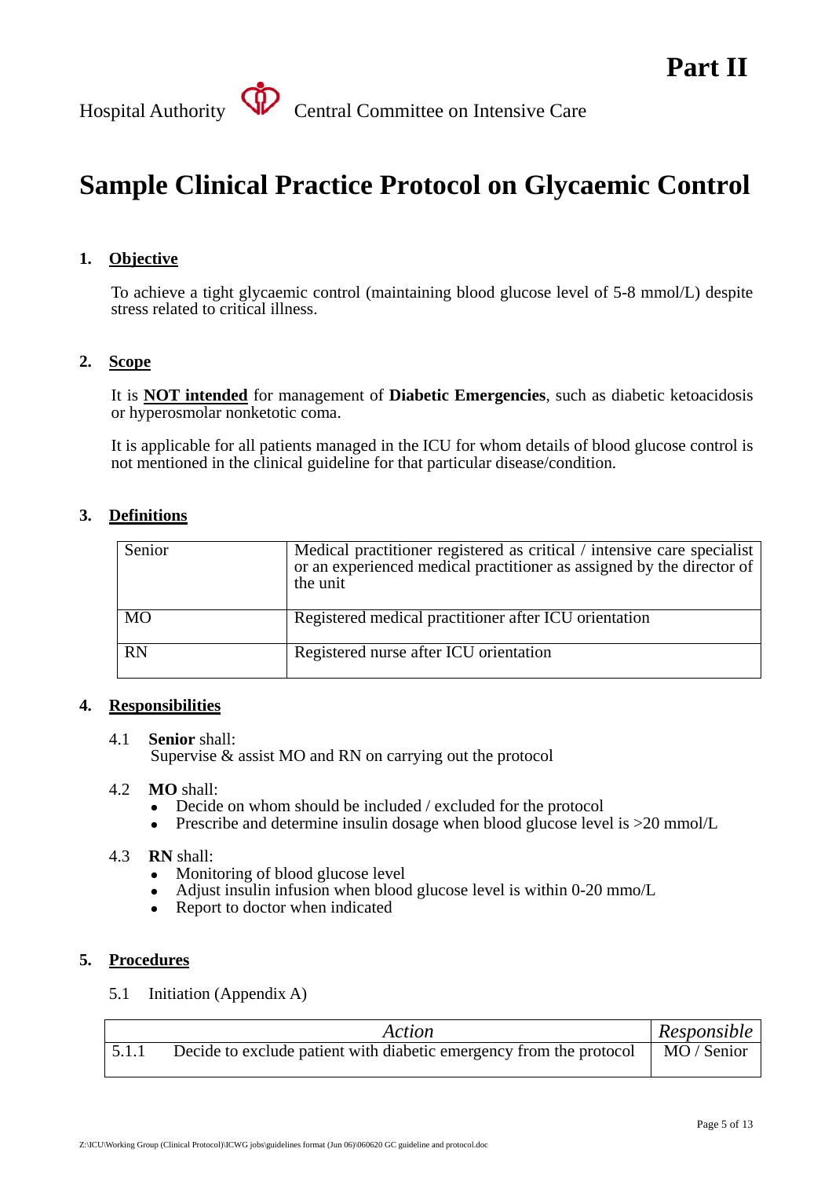**Part II**

Hospital Authority Central Committee on Intensive Care

# Sample Clinical Practice Protocol on Glycaemic Control

## 1. Objective

To achieve a tight glycaemic control (maintaining blood glucose level of 5-8 mmol/L) despite stress related to critical illness.

## 2. Scope

It is **NOT intended** for management of **Diabetic Emergencies**, such as diabetic ketoacidosis or hyperosmolar nonketotic coma.

It is applicable for all patients managed in the ICU for whom details of blood glucose control is not mentioned in the clinical guideline for that particular disease/condition.

## 3. Definitions

| | |
|---|---|
| Senior | Medical practitioner registered as critical / intensive care specialist or an experienced medical practitioner as assigned by the director of the unit |
| MO | Registered medical practitioner after ICU orientation |
| RN | Registered nurse after ICU orientation |

## 4. Responsibilities

4.1 **Senior** shall:
Supervise & assist MO and RN on carrying out the protocol

4.2 **MO** shall:

- Decide on whom should be included / excluded for the protocol
- Prescribe and determine insulin dosage when blood glucose level is >20 mmol/L

4.3 **RN** shall:

- Monitoring of blood glucose level
- Adjust insulin infusion when blood glucose level is within 0-20 mmo/L
- Report to doctor when indicated

## 5. Procedures

5.1 Initiation (Appendix A)

| | *Action* | *Responsible* |
|---|---|---|
| 5.1.1 | Decide to exclude patient with diabetic emergency from the protocol | MO / Senior |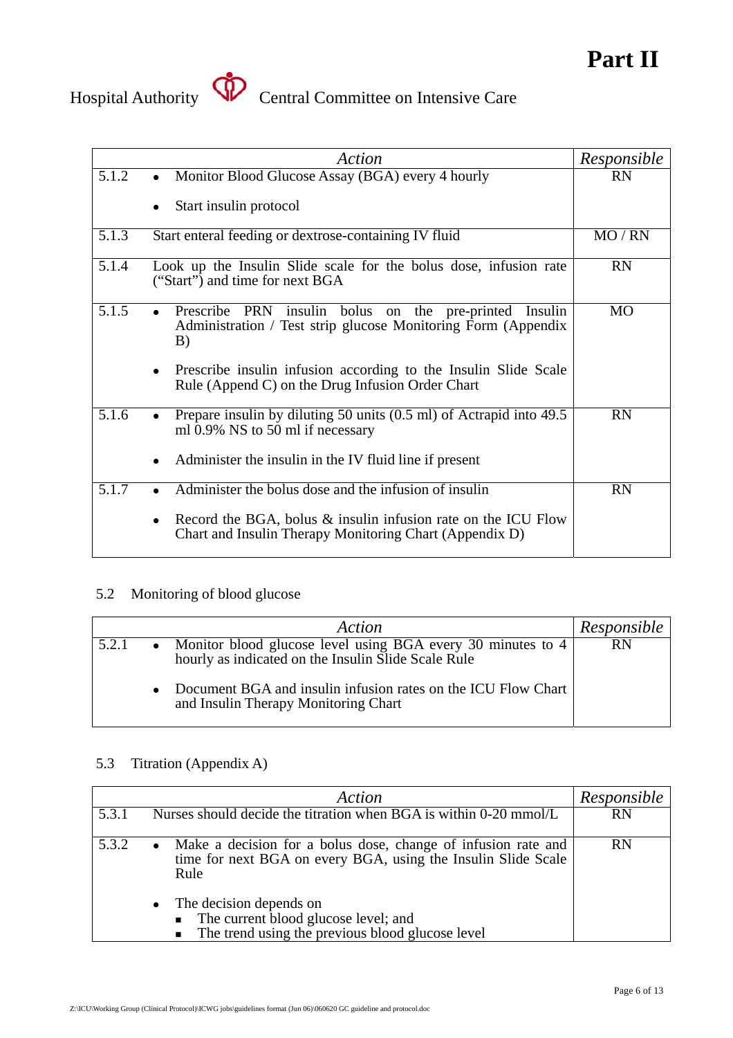| | Action | Responsible |
|---|---|---|
| 5.1.2 | • Monitor Blood Glucose Assay (BGA) every 4 hourly<br><br>• Start insulin protocol | RN |
| 5.1.3 | Start enteral feeding or dextrose-containing IV fluid | MO / RN |
| 5.1.4 | Look up the Insulin Slide scale for the bolus dose, infusion rate ("Start") and time for next BGA | RN |
| 5.1.5 | • Prescribe PRN insulin bolus on the pre-printed Insulin Administration / Test strip glucose Monitoring Form (Appendix B)<br><br>• Prescribe insulin infusion according to the Insulin Slide Scale Rule (Append C) on the Drug Infusion Order Chart | MO |
| 5.1.6 | • Prepare insulin by diluting 50 units (0.5 ml) of Actrapid into 49.5 ml 0.9% NS to 50 ml if necessary<br><br>• Administer the insulin in the IV fluid line if present | RN |
| 5.1.7 | • Administer the bolus dose and the infusion of insulin<br><br>• Record the BGA, bolus & insulin infusion rate on the ICU Flow Chart and Insulin Therapy Monitoring Chart (Appendix D) | RN |

5.2 Monitoring of blood glucose

| | Action | Responsible |
|---|---|---|
| 5.2.1 | • Monitor blood glucose level using BGA every 30 minutes to 4 hourly as indicated on the Insulin Slide Scale Rule<br><br>• Document BGA and insulin infusion rates on the ICU Flow Chart and Insulin Therapy Monitoring Chart | RN |

5.3 Titration (Appendix A)

| | Action | Responsible |
|---|---|---|
| 5.3.1 | Nurses should decide the titration when BGA is within 0-20 mmol/L | RN |
| 5.3.2 | • Make a decision for a bolus dose, change of infusion rate and time for next BGA on every BGA, using the Insulin Slide Scale Rule<br><br>• The decision depends on<br>&nbsp;&nbsp;▪ The current blood glucose level; and<br>&nbsp;&nbsp;▪ The trend using the previous blood glucose level | RN |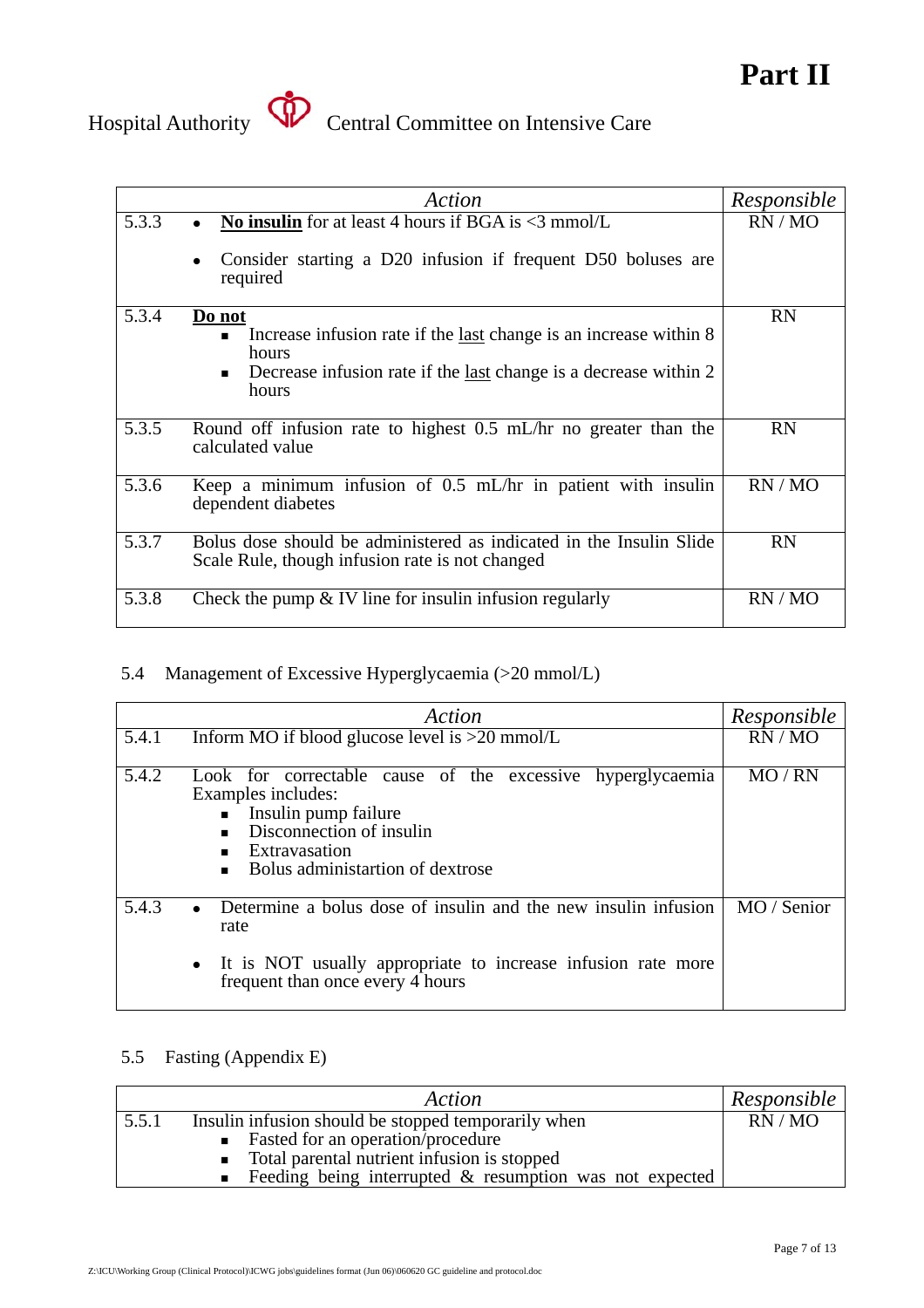Part II

Hospital Authority Central Committee on Intensive Care

| | *Action* | *Responsible* |
|---|---|---|
| 5.3.3 | • **No insulin** for at least 4 hours if BGA is <3 mmol/L<br>• Consider starting a D20 infusion if frequent D50 boluses are required | RN / MO |
| 5.3.4 | **Do not**<br>▪ Increase infusion rate if the last change is an increase within 8 hours<br>▪ Decrease infusion rate if the last change is a decrease within 2 hours | RN |
| 5.3.5 | Round off infusion rate to highest 0.5 mL/hr no greater than the calculated value | RN |
| 5.3.6 | Keep a minimum infusion of 0.5 mL/hr in patient with insulin dependent diabetes | RN / MO |
| 5.3.7 | Bolus dose should be administered as indicated in the Insulin Slide Scale Rule, though infusion rate is not changed | RN |
| 5.3.8 | Check the pump & IV line for insulin infusion regularly | RN / MO |

5.4 Management of Excessive Hyperglycaemia (>20 mmol/L)

| | *Action* | *Responsible* |
|---|---|---|
| 5.4.1 | Inform MO if blood glucose level is >20 mmol/L | RN / MO |
| 5.4.2 | Look for correctable cause of the excessive hyperglycaemia Examples includes:<br>▪ Insulin pump failure<br>▪ Disconnection of insulin<br>▪ Extravasation<br>▪ Bolus administartion of dextrose | MO / RN |
| 5.4.3 | • Determine a bolus dose of insulin and the new insulin infusion rate<br>• It is NOT usually appropriate to increase infusion rate more frequent than once every 4 hours | MO / Senior |

5.5 Fasting (Appendix E)

| | *Action* | *Responsible* |
|---|---|---|
| 5.5.1 | Insulin infusion should be stopped temporarily when<br>▪ Fasted for an operation/procedure<br>▪ Total parental nutrient infusion is stopped<br>▪ Feeding being interrupted & resumption was not expected | RN / MO |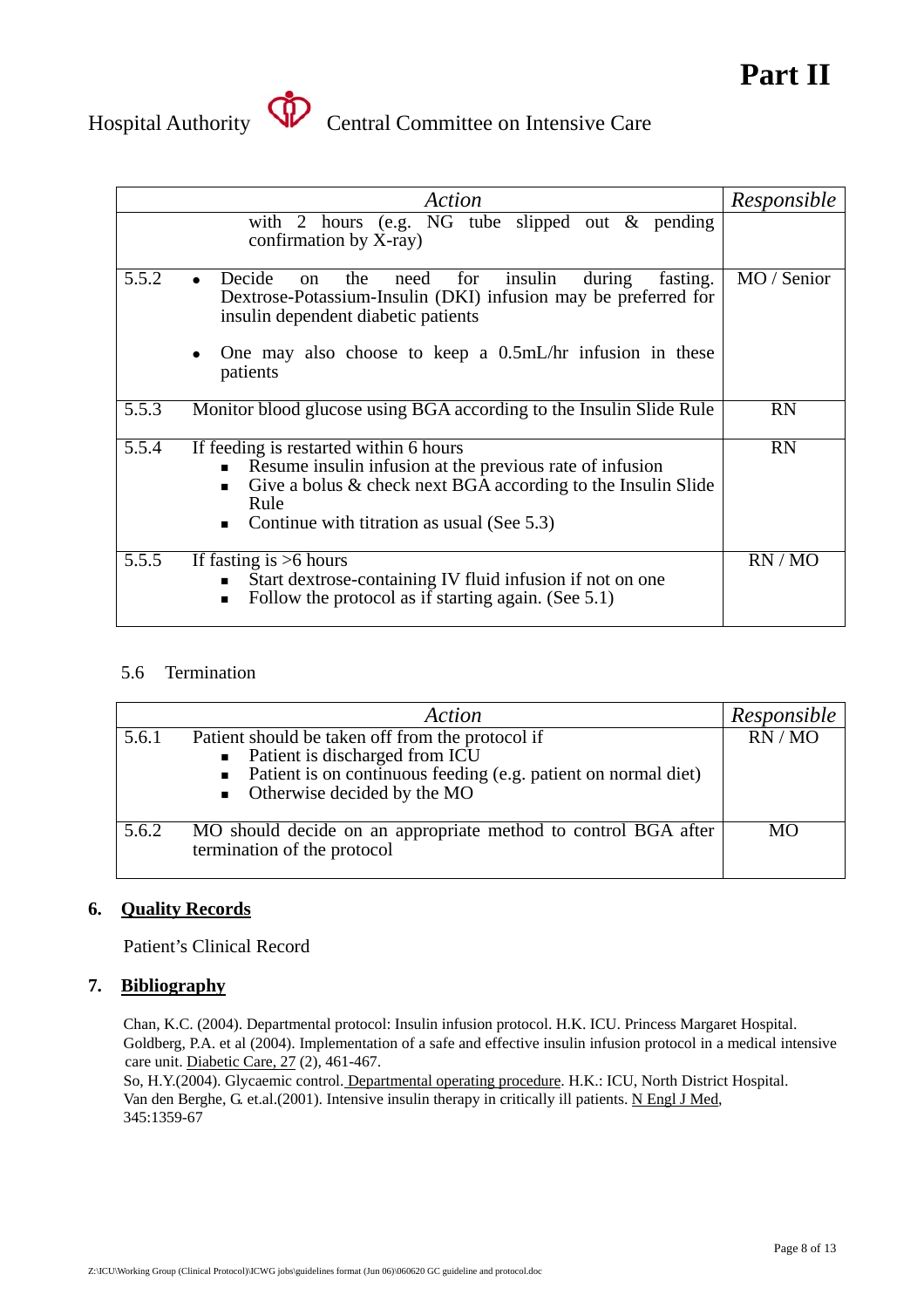| | Action | Responsible |
|---|---|---|
| | with 2 hours (e.g. NG tube slipped out & pending confirmation by X-ray) | |
| 5.5.2 | • Decide on the need for insulin during fasting. Dextrose-Potassium-Insulin (DKI) infusion may be preferred for insulin dependent diabetic patients<br><br>• One may also choose to keep a 0.5mL/hr infusion in these patients | MO / Senior |
| 5.5.3 | Monitor blood glucose using BGA according to the Insulin Slide Rule | RN |
| 5.5.4 | If feeding is restarted within 6 hours<br>▪ Resume insulin infusion at the previous rate of infusion<br>▪ Give a bolus & check next BGA according to the Insulin Slide Rule<br>▪ Continue with titration as usual (See 5.3) | RN |
| 5.5.5 | If fasting is >6 hours<br>▪ Start dextrose-containing IV fluid infusion if not on one<br>▪ Follow the protocol as if starting again. (See 5.1) | RN / MO |

5.6 Termination

| | Action | Responsible |
|---|---|---|
| 5.6.1 | Patient should be taken off from the protocol if<br>▪ Patient is discharged from ICU<br>▪ Patient is on continuous feeding (e.g. patient on normal diet)<br>▪ Otherwise decided by the MO | RN / MO |
| 5.6.2 | MO should decide on an appropriate method to control BGA after termination of the protocol | MO |

## 6. Quality Records

Patient's Clinical Record

## 7. Bibliography

Chan, K.C. (2004). Departmental protocol: Insulin infusion protocol. H.K. ICU. Princess Margaret Hospital.

Goldberg, P.A. et al (2004). Implementation of a safe and effective insulin infusion protocol in a medical intensive care unit. Diabetic Care, 27 (2), 461-467.

So, H.Y.(2004). Glycaemic control. Departmental operating procedure. H.K.: ICU, North District Hospital.

Van den Berghe, G. et.al.(2001). Intensive insulin therapy in critically ill patients. N Engl J Med, 345:1359-67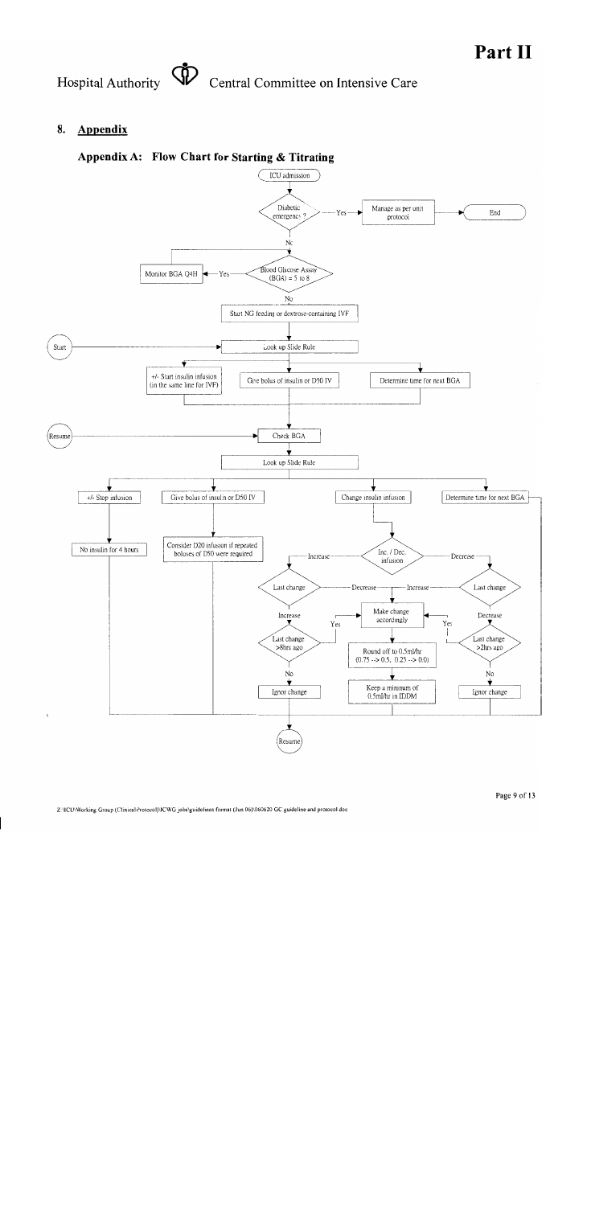# Part II

Hospital Authority Central Committee on Intensive Care

## 8. Appendix

### Appendix A: Flow Chart for Starting & Titrating

ICU admission

Diabetic emergency? — Yes → Manage as per unit protocol → End

No

Blood Glucose Assay (BGA) = 5 to 8 — Yes → Monitor BGA Q4H

No

Start NG feeding or dextrose-containing IVF

Start → Look up Slide Rule

- +/- Start insulin infusion (in the same line for IVF)
- Give bolus of insulin or D50 IV
- Determine time for next BGA

Resume → Check BGA

Look up Slide Rule

- +/- Stop infusion → No insulin for 4 hours
- Give bolus of insulin or D50 IV → Consider D20 infusion if repeated boluses of D50 were required
- Change insulin infusion → Inc. / Dec. infusion
  - Increase → Last change
    - Decrease → Make change accordingly
    - Increase → Last change >8hrs ago
      - Yes → Make change accordingly
      - No → Ignor change
  - Decrease → Last change
    - Increase → Make change accordingly
    - Decrease → Last change >2hrs ago
      - Yes → Make change accordingly
      - No → Ignor change
  - Make change accordingly → Round off to 0.5ml/hr (0.75 --> 0.5, 0.25 --> 0.0) → Keep a minimum of 0.5ml/hr in IDDM
- Determine time for next BGA

→ Resume

Z:\ICU\Working Group (Clinical Protocol)\ICWG_jobs\guidelines format (Jun 06)\060620 GC guideline and protocol.doc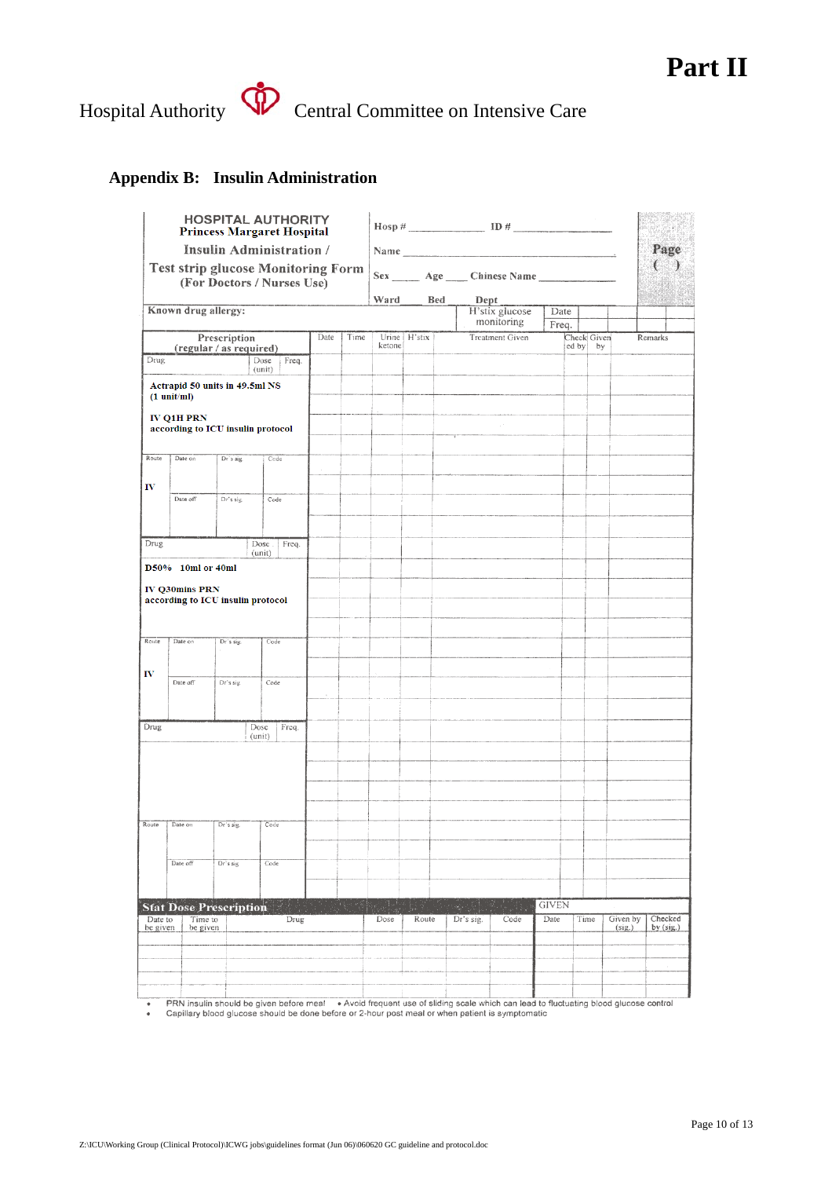# Part II

Hospital Authority Central Committee on Intensive Care

## Appendix B: Insulin Administration

**HOSPITAL AUTHORITY**
**Princess Margaret Hospital**
**Insulin Administration /**
**Test strip glucose Monitoring Form**
**(For Doctors / Nurses Use)**

Hosp # ______________ ID # ______________

Name ______________________________

Sex _____ Age _____ Chinese Name ______________

Ward _____ Bed _____ Dept _____

**Page ( )**

**Known drug allergy:**

H'stix glucose monitoring | Date | Freq.

| Prescription (regular / as required) | Date | Time | Urine ketone | H'stix | Treatment Given | Checked by | Given by | Remarks |
|---|---|---|---|---|---|---|---|---|
| Drug / Dose (unit) / Freq. | | | | | | | | |
| **Actrapid 50 units in 49.5ml NS (1 unit/ml)** | | | | | | | | |
| **IV Q1H PRN according to ICU insulin protocol** | | | | | | | | |
| Route: **IV** / Date on / Dr's sig / Code | | | | | | | | |
| Date off / Dr's sig / Code | | | | | | | | |
| Drug / Dose (unit) / Freq. | | | | | | | | |
| **D50% 10ml or 40ml** | | | | | | | | |
| **IV Q30mins PRN according to ICU insulin protocol** | | | | | | | | |
| Route: **IV** / Date on / Dr's sig / Code | | | | | | | | |
| Date off / Dr's sig / Code | | | | | | | | |
| Drug / Dose (unit) / Freq. | | | | | | | | |
| Route / Date on / Dr's sig / Code | | | | | | | | |
| Date off / Dr's sig / Code | | | | | | | | |

**Stat Dose Prescription**

| Date to be given | Time to be given | Drug | Dose | Route | Dr's sig. | Code | GIVEN Date | Time | Given by (sig.) | Checked by (sig.) |
|---|---|---|---|---|---|---|---|---|---|---|
| | | | | | | | | | | |
| | | | | | | | | | | |
| | | | | | | | | | | |
| | | | | | | | | | | |

- PRN insulin should be given before meal
- Avoid frequent use of sliding scale which can lead to fluctuating blood glucose control
- Capillary blood glucose should be done before or 2-hour post meal or when patient is symptomatic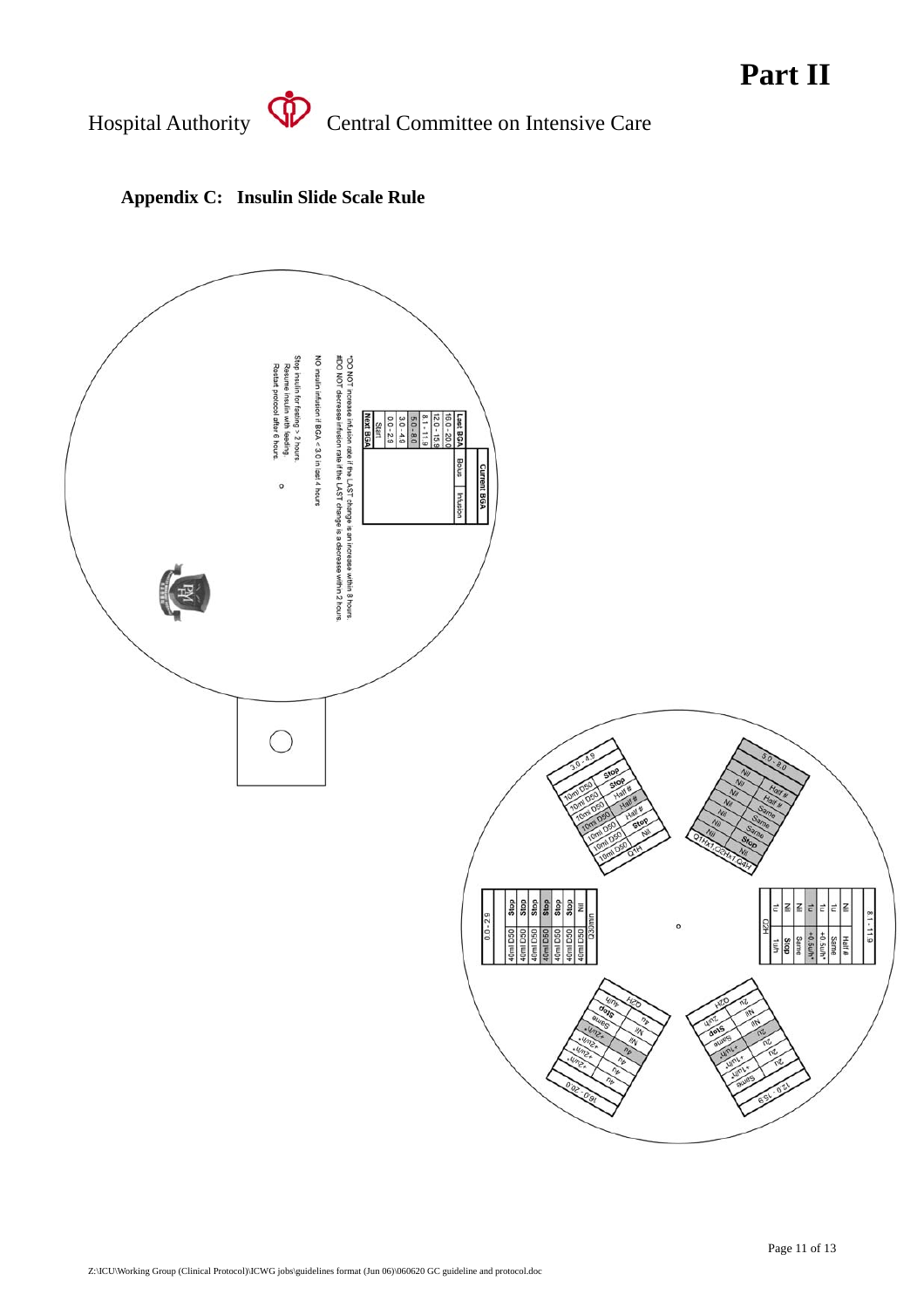# Part II

Hospital Authority Central Committee on Intensive Care

## Appendix C: Insulin Slide Scale Rule

| Last BGA | Current BGA | |
|---|---|---|
| | Bolus | Infusion |
| 16.0 - 20.0 | | |
| 12.0 - 15.9 | | |
| 8.1 - 11.9 | | |
| 5.0 - 8.0 | | |
| 3.0 - 4.9 | | |
| 0.0 - 2.9 | | |
| Start | | |
| Next BGA | | |

*DO NOT increase infusion rate if the LAST change is an increase within 8 hours.
#DO NOT decrease infusion rate if the LAST change is a decrease within 2 hours.

NO insulin infusion if BGA < 3.0 in last 4 hours

Stop insulin for fasting > 2 hours.
Resume insulin with feeding.
Restart protocol after 6 hours.

**0.0 - 2.9**

| Bolus | Infusion |
|---|---|
| 40ml D50 | Stop |
| 40ml D50 | Stop |
| 40ml D50 | Stop |
| 40ml D50 | Stop |
| 40ml D50 | Stop |
| 40ml D50 | Nil |
| Q30min | |

**3.0 - 4.9**

| Bolus | Infusion |
|---|---|
| 10ml D50 | Stop |
| 10ml D50 | Stop |
| 10ml D50 | Half # |
| 10ml D50 | Half # |
| 10ml D50 | Half # |
| 10ml D50 | Stop |
| 10ml D50 | Nil |
| Q1H | |

**5.0 - 8.0**

| Bolus | Infusion |
|---|---|
| Nil | Half # |
| Nil | Half # |
| Nil | Same |
| Nil | Same |
| Nil | Same |
| Nil | Stop |
| Nil | Nil |
| Q1H x1,Q2H x1,Q4H | |

**8.1 - 11.9**

| Bolus | Infusion |
|---|---|
| Nil | Half # |
| 1u | Same |
| 1u | +0.5u/h* |
| 1u | +0.5u/h* |
| Nil | Same |
| Nil | Stop |
| 1u | 1u/h |
| Q2H | |

**12.0 - 15.9**

| Bolus | Infusion |
|---|---|
| 2u | Same |
| 2u | +1u/h* |
| 2u | +1u/h* |
| 2u | Same |
| Nil | Stop |
| Nil | 2u/h |
| 2u | |
| Q2H | |

**16.0 - 20.0**

| Bolus | Infusion |
|---|---|
| 4u | +2u/h* |
| 4u | +2u/h* |
| 4u | +2u/h* |
| 4u | Same |
| Nil | Stop |
| 4u | 4u/h |
| Q2H | |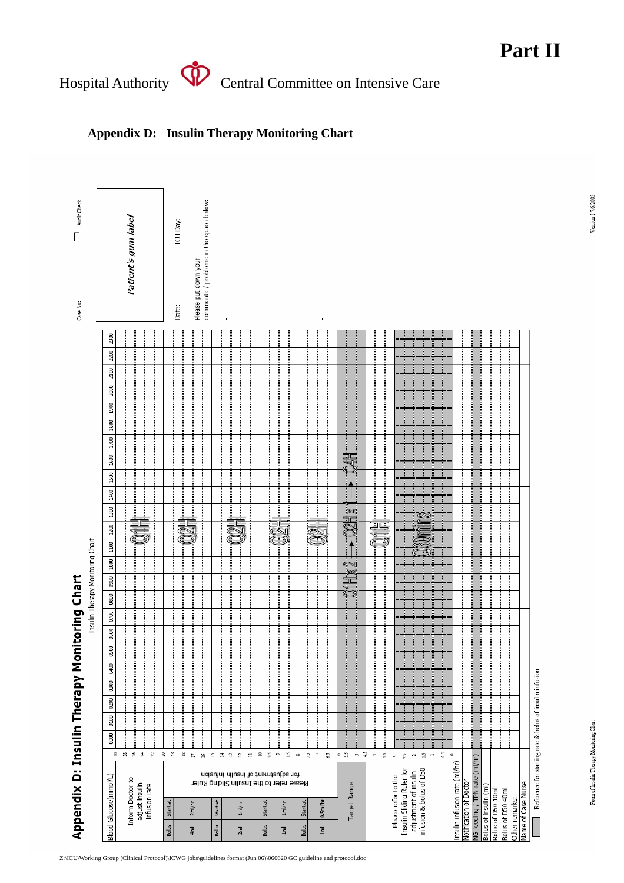# Part II

Hospital Authority — Central Committee on Intensive Care

## Appendix D: Insulin Therapy Monitoring Chart

### Appendix D: Insulin Therapy Monitoring Chart

Insulin Therapy Monitoring Chart

Case No: ____ ☐ Audit Check

*Patient's gum label*

Date: ____ ICU Day: ____

Please put down your comments / problems in the space below:

| Blood Glucose(mmol/L) | | | | 0000 | 0100 | 0200 | 0300 | 0400 | 0500 | 0600 | 0700 | 0800 | 0900 | 1000 | 1100 | 1200 | 1300 | 1400 | 1500 | 1600 | 1700 | 1800 | 1900 | 2000 | 2100 | 2200 | 2300 |
|---|---|---|---|---|---|---|---|---|---|---|---|---|---|---|---|---|---|---|---|---|---|---|---|---|---|---|---|
| Inform Doctor to adjust insulin infusion rate | | | 30 / 28 / 26 / 24 / 22 | | | | | | | | | | | | Q1H | | | | | | | | | | | | |
| Bolus 4ml | Start at 2ml/hr | Please refer to the Insulin Sliding Ruler for adjustment of insulin infusion | 20 / 19 / 18 / 17 / 16 | | | | | | | | | | | | Q2H | | | | | | | | | | | | |
| Bolus 2ml | Start at 1ml/hr | | 15 / 14 / 13 / 12 / 11 | | | | | | | | | | | | Q2H | | | | | | | | | | | | |
| Bolus 1ml | Start at 1ml/hr | | 10 / 9.5 / 9 / 8.5 | | | | | | | | | | | | Q2H | | | | | | | | | | | | |
| Bolus 1ml | Start at 0.5ml/hr | | 8 / 7.5 / 7 / 6.5 | | | | | | | | | | | | Q2H | | | | | | | | | | | | |
| Target Range | | | 6 / 5.5 / 5 / 4.5 | | | | | | | | | | Q1H x 2 → Q2H x 1 → Q4H | | | | | | | | | | | | | | |
| Please refer to the Insulin Sliding Ruler for adjustment of insulin infusion & bolus of D50 | | | 4 / 3.5 | | | | | | | | | | | | Q1H | | | | | | | | | | | | |
| | | | 3 / 2.5 / 2 / 1.5 / 1 / 0.5 / 0 | | | | | | | | | | | | Q30mins | | | | | | | | | | | | |
| Insulin infusion rate (ml/hr) | | | | | | | | | | | | | | | | | | | | | | | | | | | |
| Notification of Doctor | | | | | | | | | | | | | | | | | | | | | | | | | | | |
| NG feeding / TPN rate (ml/hr) | | | | | | | | | | | | | | | | | | | | | | | | | | | |
| Bolus of insulin (ml) | | | | | | | | | | | | | | | | | | | | | | | | | | | |
| Bolus of D50 10ml | | | | | | | | | | | | | | | | | | | | | | | | | | | |
| Bolus of D50 40ml | | | | | | | | | | | | | | | | | | | | | | | | | | | |
| Other remarks: | | | | | | | | | | | | | | | | | | | | | | | | | | | |
| Name of Case Nurse | | | | | | | | | | | | | | | | | | | | | | | | | | | |

▭ Reference for starting rate & bolus of insulin infusion

Form of Insulin Therapy Monitoring Chart

Version 1 7/6/2005

Z:\ICU\Working Group (Clinical Protocol)\ICWG jobs\guidelines format (Jun 06)\060620 GC guideline and protocol.doc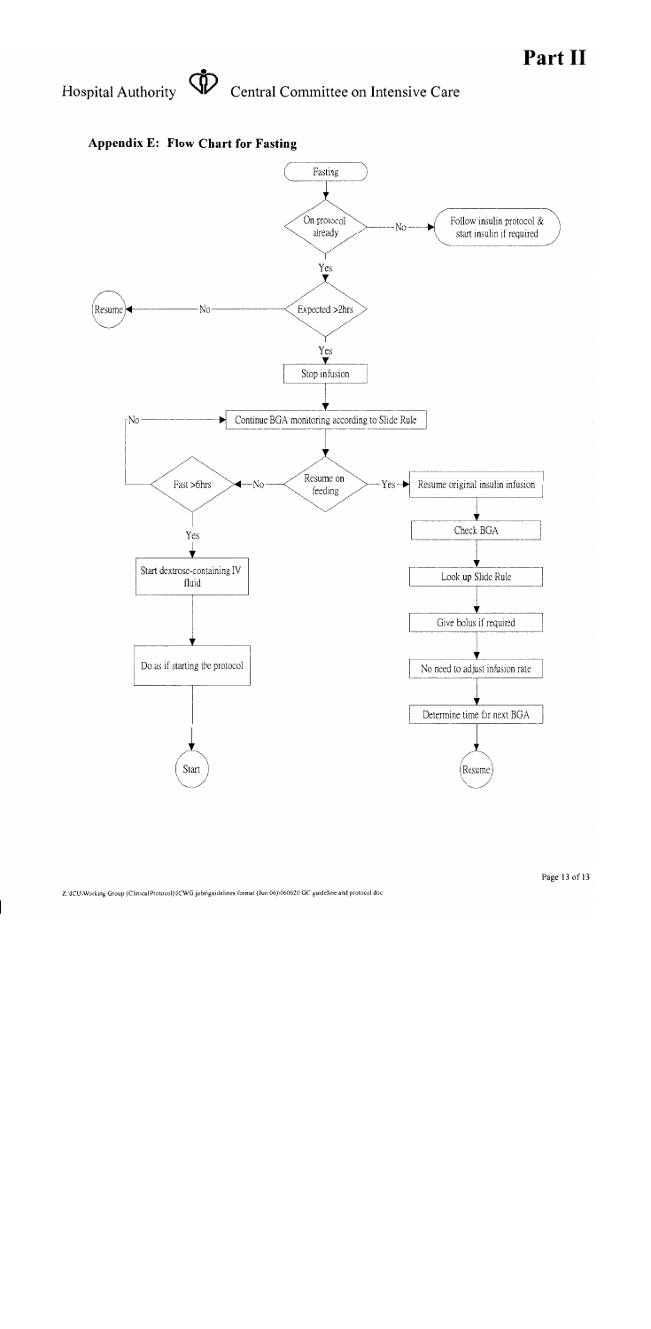**Part II**

Hospital Authority Central Committee on Intensive Care

### Appendix E: Flow Chart for Fasting

Fasting

On protocol already

No

Follow insulin protocol & start insulin if required

Yes

Expected >2hrs

No

Resume

Yes

Stop infusion

Continue BGA monitoring according to Slide Rule

Resume on feeding

No

Fast >6hrs

No

Yes

Start dextrose-containing IV fluid

Do as if starting the protocol

Start

Yes

Resume original insulin infusion

Check BGA

Look up Slide Rule

Give bolus if required

No need to adjust infusion rate

Determine time for next BGA

Resume

Z:\ICU\Working Group (Clinical Protocol)\ICWG jobs\guidelines format (Jun 06)\060620 GC guideline and protocol.doc